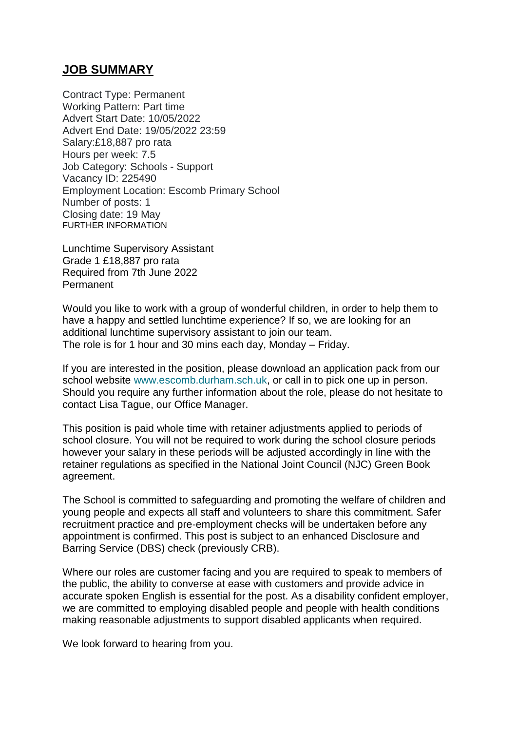## **JOB SUMMARY**

Contract Type: Permanent
Working Pattern: Part time
Advert Start Date: 10/05/2022
Advert End Date: 19/05/2022 23:59
Salary:£18,887 pro rata
Hours per week: 7.5
Job Category: Schools - Support
Vacancy ID: 225490
Employment Location: Escomb Primary School
Number of posts: 1
Closing date: 19 May
FURTHER INFORMATION

Lunchtime Supervisory Assistant
Grade 1 £18,887 pro rata
Required from 7th June 2022
Permanent

Would you like to work with a group of wonderful children, in order to help them to have a happy and settled lunchtime experience? If so, we are looking for an additional lunchtime supervisory assistant to join our team.
The role is for 1 hour and 30 mins each day, Monday – Friday.

If you are interested in the position, please download an application pack from our school website www.escomb.durham.sch.uk, or call in to pick one up in person. Should you require any further information about the role, please do not hesitate to contact Lisa Tague, our Office Manager.

This position is paid whole time with retainer adjustments applied to periods of school closure. You will not be required to work during the school closure periods however your salary in these periods will be adjusted accordingly in line with the retainer regulations as specified in the National Joint Council (NJC) Green Book agreement.

The School is committed to safeguarding and promoting the welfare of children and young people and expects all staff and volunteers to share this commitment. Safer recruitment practice and pre-employment checks will be undertaken before any appointment is confirmed. This post is subject to an enhanced Disclosure and Barring Service (DBS) check (previously CRB).

Where our roles are customer facing and you are required to speak to members of the public, the ability to converse at ease with customers and provide advice in accurate spoken English is essential for the post. As a disability confident employer, we are committed to employing disabled people and people with health conditions making reasonable adjustments to support disabled applicants when required.

We look forward to hearing from you.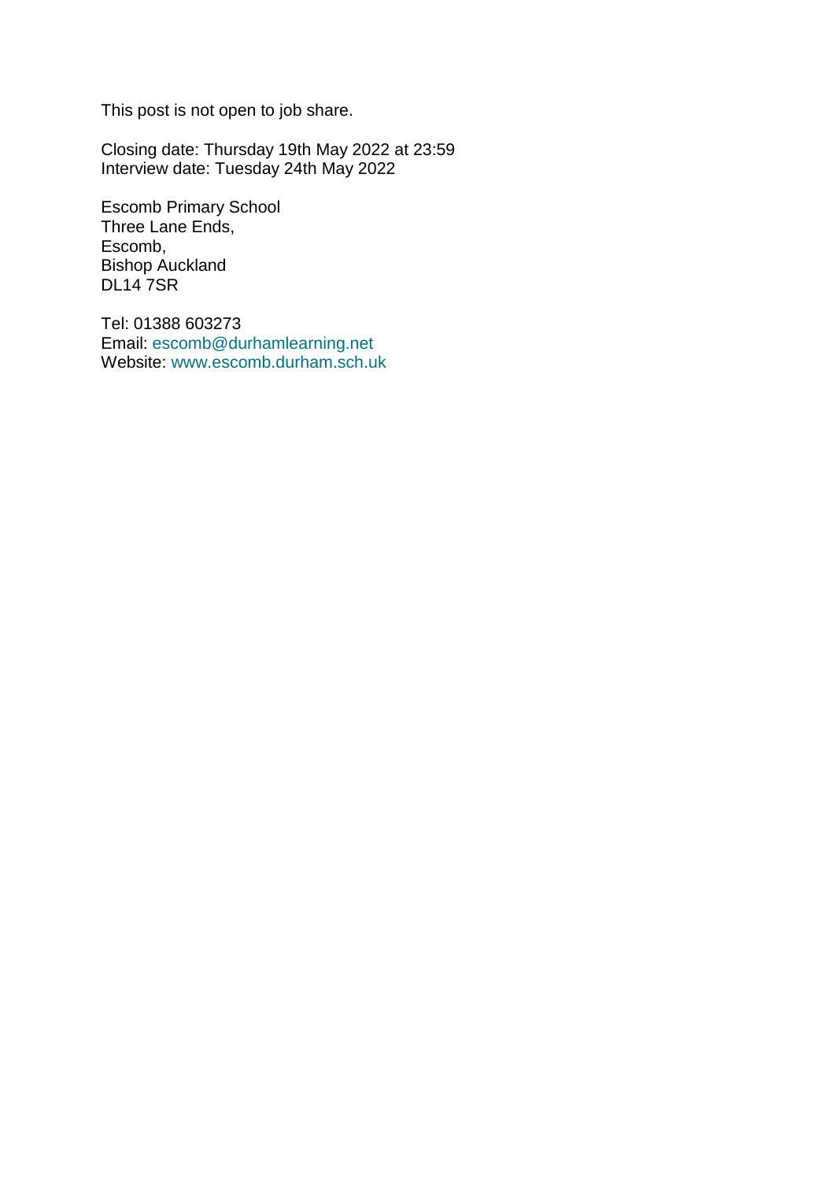This post is not open to job share.

Closing date: Thursday 19th May 2022 at 23:59
Interview date: Tuesday 24th May 2022

Escomb Primary School
Three Lane Ends,
Escomb,
Bishop Auckland
DL14 7SR

Tel: 01388 603273
Email: escomb@durhamlearning.net
Website: www.escomb.durham.sch.uk